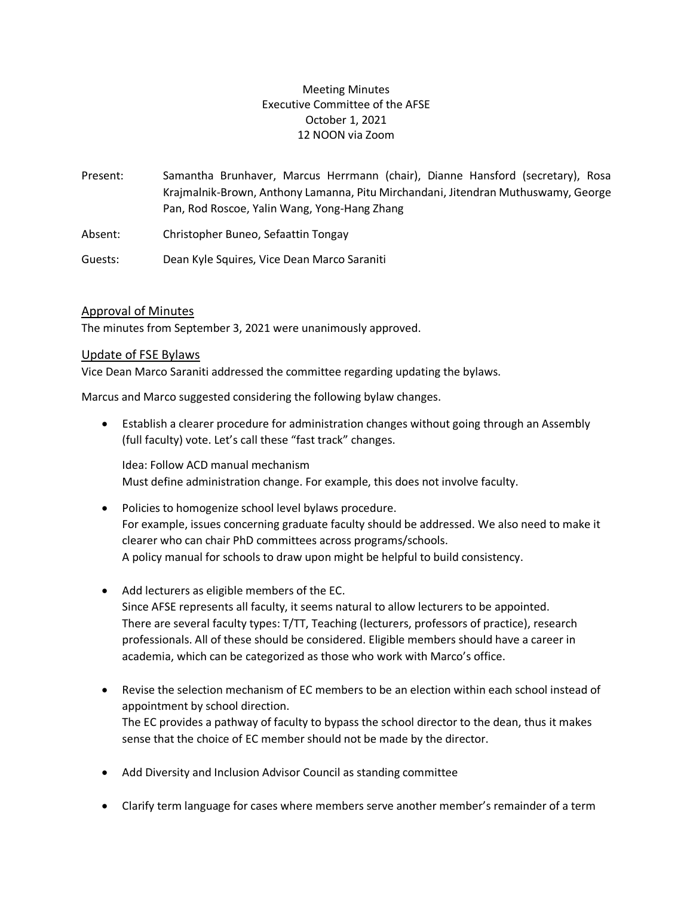Meeting Minutes
Executive Committee of the AFSE
October 1, 2021
12 NOON via Zoom

Present: Samantha Brunhaver, Marcus Herrmann (chair), Dianne Hansford (secretary), Rosa Krajmalnik-Brown, Anthony Lamanna, Pitu Mirchandani, Jitendran Muthuswamy, George Pan, Rod Roscoe, Yalin Wang, Yong-Hang Zhang

Absent: Christopher Buneo, Sefaattin Tongay

Guests: Dean Kyle Squires, Vice Dean Marco Saraniti

## Approval of Minutes

The minutes from September 3, 2021 were unanimously approved.

## Update of FSE Bylaws

Vice Dean Marco Saraniti addressed the committee regarding updating the bylaws.

Marcus and Marco suggested considering the following bylaw changes.

- Establish a clearer procedure for administration changes without going through an Assembly (full faculty) vote. Let's call these "fast track" changes.

  Idea: Follow ACD manual mechanism
  Must define administration change. For example, this does not involve faculty.

- Policies to homogenize school level bylaws procedure.
  For example, issues concerning graduate faculty should be addressed. We also need to make it clearer who can chair PhD committees across programs/schools.
  A policy manual for schools to draw upon might be helpful to build consistency.

- Add lecturers as eligible members of the EC.
  Since AFSE represents all faculty, it seems natural to allow lecturers to be appointed.
  There are several faculty types: T/TT, Teaching (lecturers, professors of practice), research professionals. All of these should be considered. Eligible members should have a career in academia, which can be categorized as those who work with Marco's office.

- Revise the selection mechanism of EC members to be an election within each school instead of appointment by school direction.
  The EC provides a pathway of faculty to bypass the school director to the dean, thus it makes sense that the choice of EC member should not be made by the director.

- Add Diversity and Inclusion Advisor Council as standing committee

- Clarify term language for cases where members serve another member's remainder of a term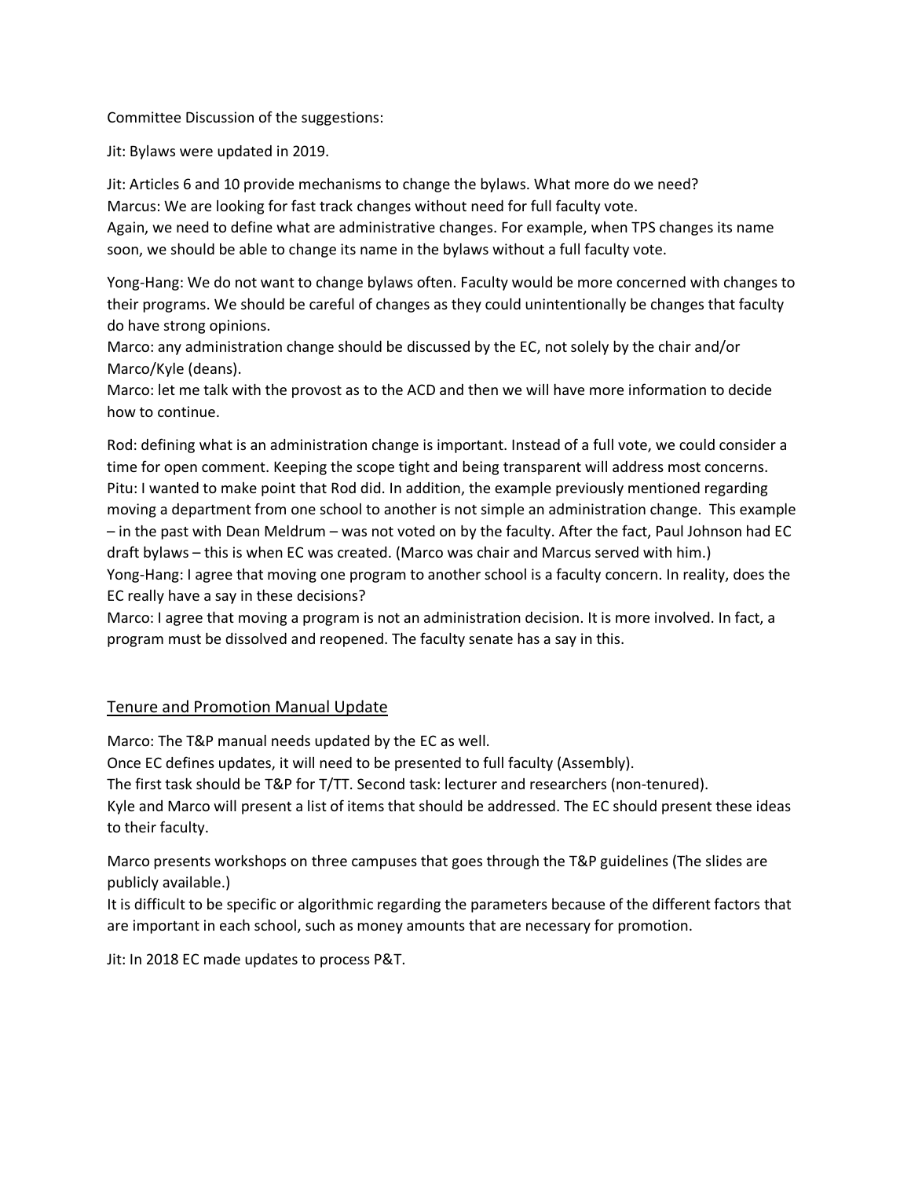Committee Discussion of the suggestions:

Jit: Bylaws were updated in 2019.

Jit: Articles 6 and 10 provide mechanisms to change the bylaws. What more do we need?
Marcus: We are looking for fast track changes without need for full faculty vote.
Again, we need to define what are administrative changes. For example, when TPS changes its name soon, we should be able to change its name in the bylaws without a full faculty vote.

Yong-Hang: We do not want to change bylaws often. Faculty would be more concerned with changes to their programs. We should be careful of changes as they could unintentionally be changes that faculty do have strong opinions.
Marco: any administration change should be discussed by the EC, not solely by the chair and/or Marco/Kyle (deans).
Marco: let me talk with the provost as to the ACD and then we will have more information to decide how to continue.

Rod: defining what is an administration change is important. Instead of a full vote, we could consider a time for open comment. Keeping the scope tight and being transparent will address most concerns.
Pitu: I wanted to make point that Rod did. In addition, the example previously mentioned regarding moving a department from one school to another is not simple an administration change. This example – in the past with Dean Meldrum – was not voted on by the faculty. After the fact, Paul Johnson had EC draft bylaws – this is when EC was created. (Marco was chair and Marcus served with him.)
Yong-Hang: I agree that moving one program to another school is a faculty concern. In reality, does the EC really have a say in these decisions?
Marco: I agree that moving a program is not an administration decision. It is more involved. In fact, a program must be dissolved and reopened. The faculty senate has a say in this.

## Tenure and Promotion Manual Update

Marco: The T&P manual needs updated by the EC as well.
Once EC defines updates, it will need to be presented to full faculty (Assembly).
The first task should be T&P for T/TT. Second task: lecturer and researchers (non-tenured).
Kyle and Marco will present a list of items that should be addressed. The EC should present these ideas to their faculty.

Marco presents workshops on three campuses that goes through the T&P guidelines (The slides are publicly available.)
It is difficult to be specific or algorithmic regarding the parameters because of the different factors that are important in each school, such as money amounts that are necessary for promotion.

Jit: In 2018 EC made updates to process P&T.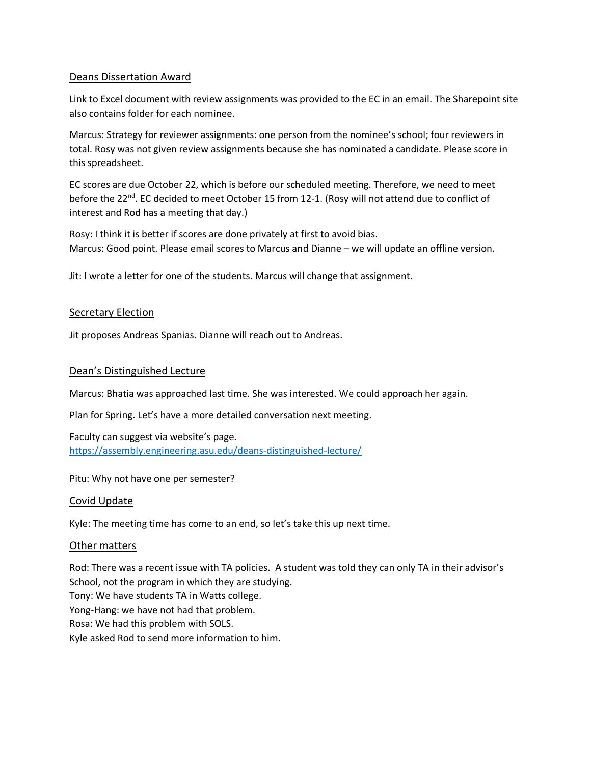## Deans Dissertation Award

Link to Excel document with review assignments was provided to the EC in an email. The Sharepoint site also contains folder for each nominee.

Marcus: Strategy for reviewer assignments: one person from the nominee's school; four reviewers in total. Rosy was not given review assignments because she has nominated a candidate. Please score in this spreadsheet.

EC scores are due October 22, which is before our scheduled meeting. Therefore, we need to meet before the 22nd. EC decided to meet October 15 from 12-1. (Rosy will not attend due to conflict of interest and Rod has a meeting that day.)

Rosy: I think it is better if scores are done privately at first to avoid bias.
Marcus: Good point. Please email scores to Marcus and Dianne – we will update an offline version.

Jit: I wrote a letter for one of the students. Marcus will change that assignment.

## Secretary Election

Jit proposes Andreas Spanias. Dianne will reach out to Andreas.

## Dean's Distinguished Lecture

Marcus: Bhatia was approached last time. She was interested. We could approach her again.

Plan for Spring. Let's have a more detailed conversation next meeting.

Faculty can suggest via website's page.
https://assembly.engineering.asu.edu/deans-distinguished-lecture/

Pitu: Why not have one per semester?

## Covid Update

Kyle: The meeting time has come to an end, so let's take this up next time.

## Other matters

Rod: There was a recent issue with TA policies. A student was told they can only TA in their advisor's School, not the program in which they are studying.
Tony: We have students TA in Watts college.
Yong-Hang: we have not had that problem.
Rosa: We had this problem with SOLS.
Kyle asked Rod to send more information to him.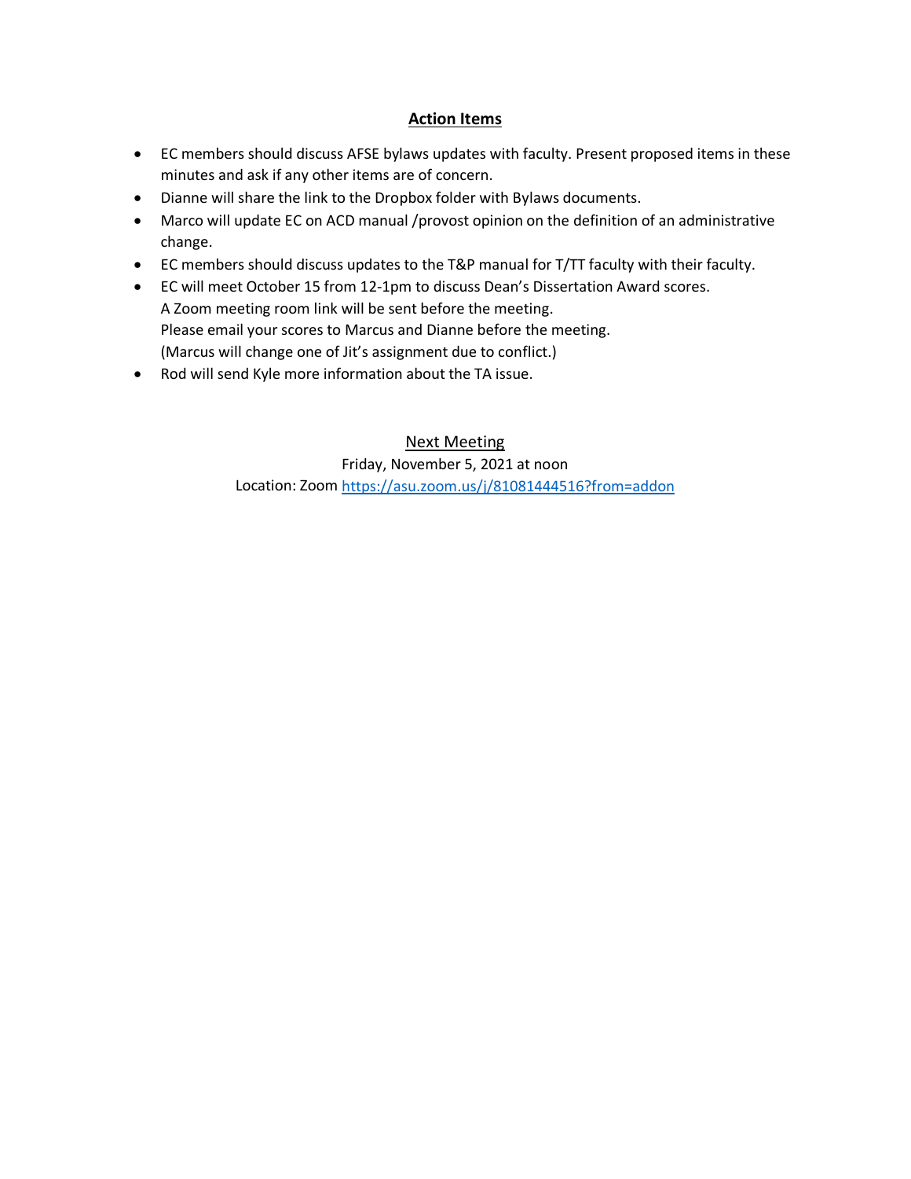## Action Items

- EC members should discuss AFSE bylaws updates with faculty. Present proposed items in these minutes and ask if any other items are of concern.
- Dianne will share the link to the Dropbox folder with Bylaws documents.
- Marco will update EC on ACD manual /provost opinion on the definition of an administrative change.
- EC members should discuss updates to the T&P manual for T/TT faculty with their faculty.
- EC will meet October 15 from 12-1pm to discuss Dean's Dissertation Award scores.  
  A Zoom meeting room link will be sent before the meeting.  
  Please email your scores to Marcus and Dianne before the meeting.  
  (Marcus will change one of Jit's assignment due to conflict.)
- Rod will send Kyle more information about the TA issue.

## Next Meeting

Friday, November 5, 2021 at noon

Location: Zoom https://asu.zoom.us/j/81081444516?from=addon